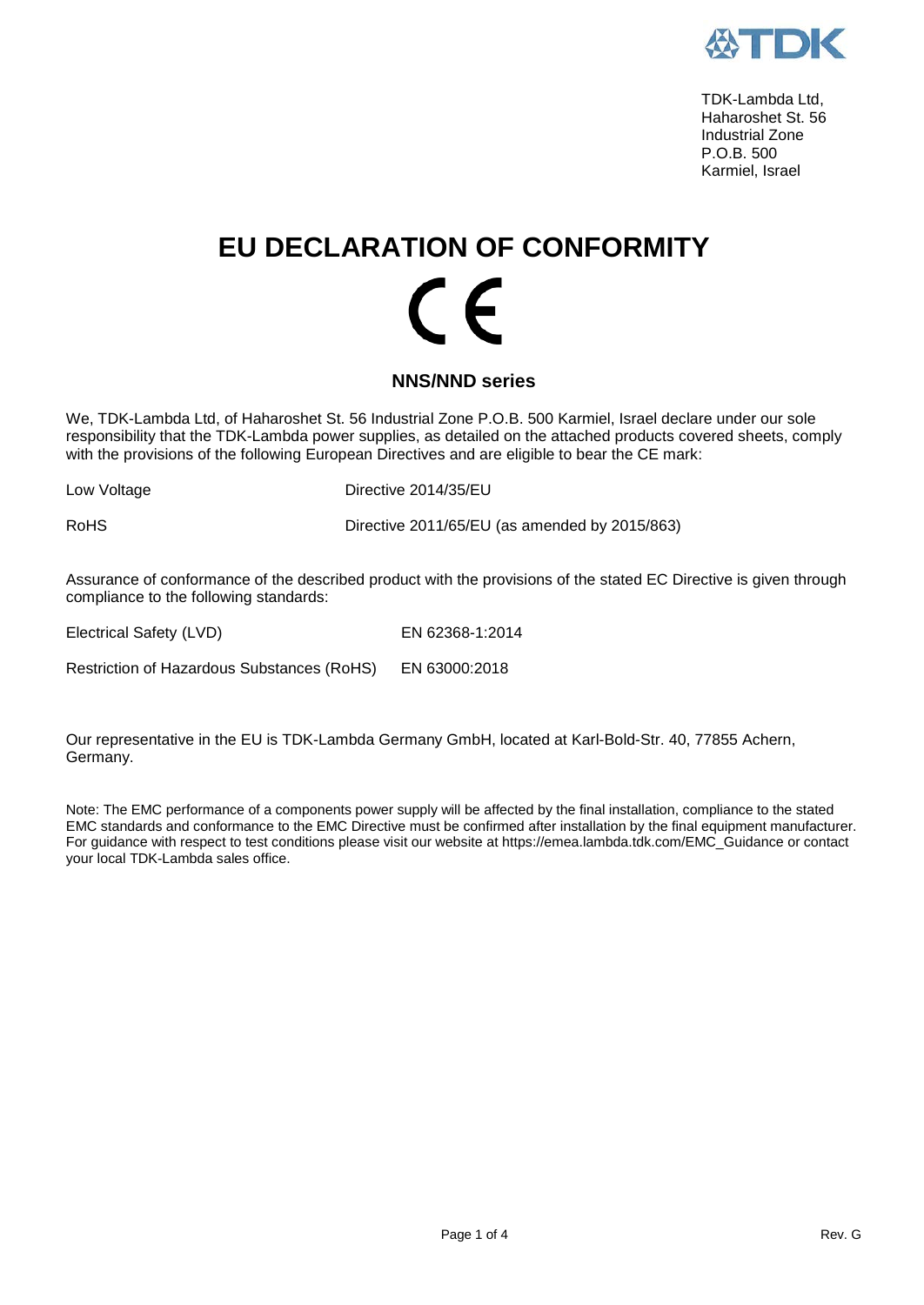TDK-Lambda Ltd,
Haharoshet St. 56
Industrial Zone
P.O.B. 500
Karmiel, Israel

# EU DECLARATION OF CONFORMITY

CE

### NNS/NND series

We, TDK-Lambda Ltd, of Haharoshet St. 56 Industrial Zone P.O.B. 500 Karmiel, Israel declare under our sole responsibility that the TDK-Lambda power supplies, as detailed on the attached products covered sheets, comply with the provisions of the following European Directives and are eligible to bear the CE mark:

| | |
|---|---|
| Low Voltage | Directive 2014/35/EU |
| RoHS | Directive 2011/65/EU (as amended by 2015/863) |

Assurance of conformance of the described product with the provisions of the stated EC Directive is given through compliance to the following standards:

| | |
|---|---|
| Electrical Safety (LVD) | EN 62368-1:2014 |
| Restriction of Hazardous Substances (RoHS) | EN 63000:2018 |

Our representative in the EU is TDK-Lambda Germany GmbH, located at Karl-Bold-Str. 40, 77855 Achern, Germany.

Note: The EMC performance of a components power supply will be affected by the final installation, compliance to the stated EMC standards and conformance to the EMC Directive must be confirmed after installation by the final equipment manufacturer. For guidance with respect to test conditions please visit our website at https://emea.lambda.tdk.com/EMC_Guidance or contact your local TDK-Lambda sales office.

Rev. G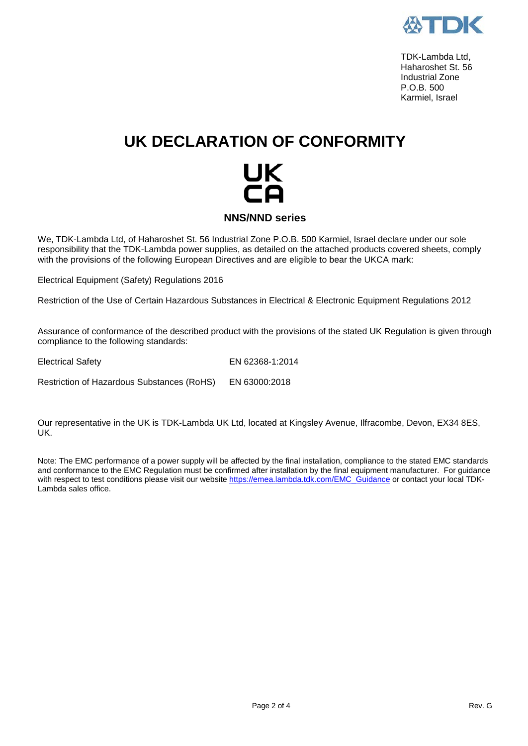TDK-Lambda Ltd,
Haharoshet St. 56
Industrial Zone
P.O.B. 500
Karmiel, Israel

# UK DECLARATION OF CONFORMITY

UK
CA

### NNS/NND series

We, TDK-Lambda Ltd, of Haharoshet St. 56 Industrial Zone P.O.B. 500 Karmiel, Israel declare under our sole responsibility that the TDK-Lambda power supplies, as detailed on the attached products covered sheets, comply with the provisions of the following European Directives and are eligible to bear the UKCA mark:

Electrical Equipment (Safety) Regulations 2016

Restriction of the Use of Certain Hazardous Substances in Electrical & Electronic Equipment Regulations 2012

Assurance of conformance of the described product with the provisions of the stated UK Regulation is given through compliance to the following standards:

| | |
|---|---|
| Electrical Safety | EN 62368-1:2014 |
| Restriction of Hazardous Substances (RoHS) | EN 63000:2018 |

Our representative in the UK is TDK-Lambda UK Ltd, located at Kingsley Avenue, Ilfracombe, Devon, EX34 8ES, UK.

Note: The EMC performance of a power supply will be affected by the final installation, compliance to the stated EMC standards and conformance to the EMC Regulation must be confirmed after installation by the final equipment manufacturer. For guidance with respect to test conditions please visit our website https://emea.lambda.tdk.com/EMC_Guidance or contact your local TDK-Lambda sales office.

Rev. G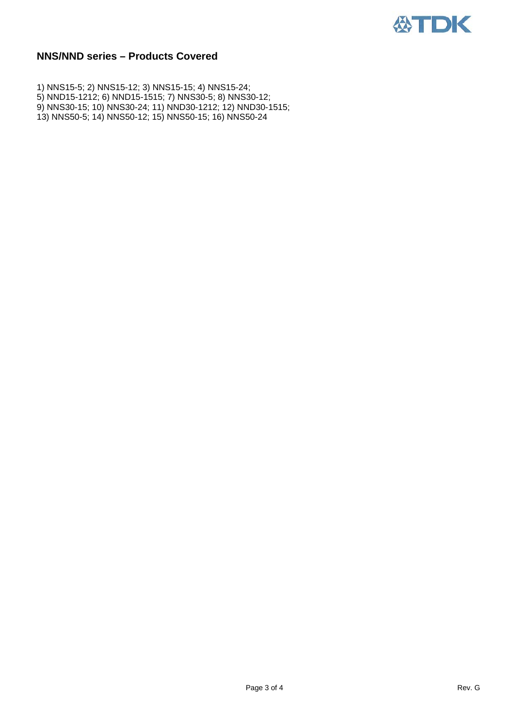## NNS/NND series – Products Covered

1) NNS15-5; 2) NNS15-12; 3) NNS15-15; 4) NNS15-24;
5) NND15-1212; 6) NND15-1515; 7) NNS30-5; 8) NNS30-12;
9) NNS30-15; 10) NNS30-24; 11) NND30-1212; 12) NND30-1515;
13) NNS50-5; 14) NNS50-12; 15) NNS50-15; 16) NNS50-24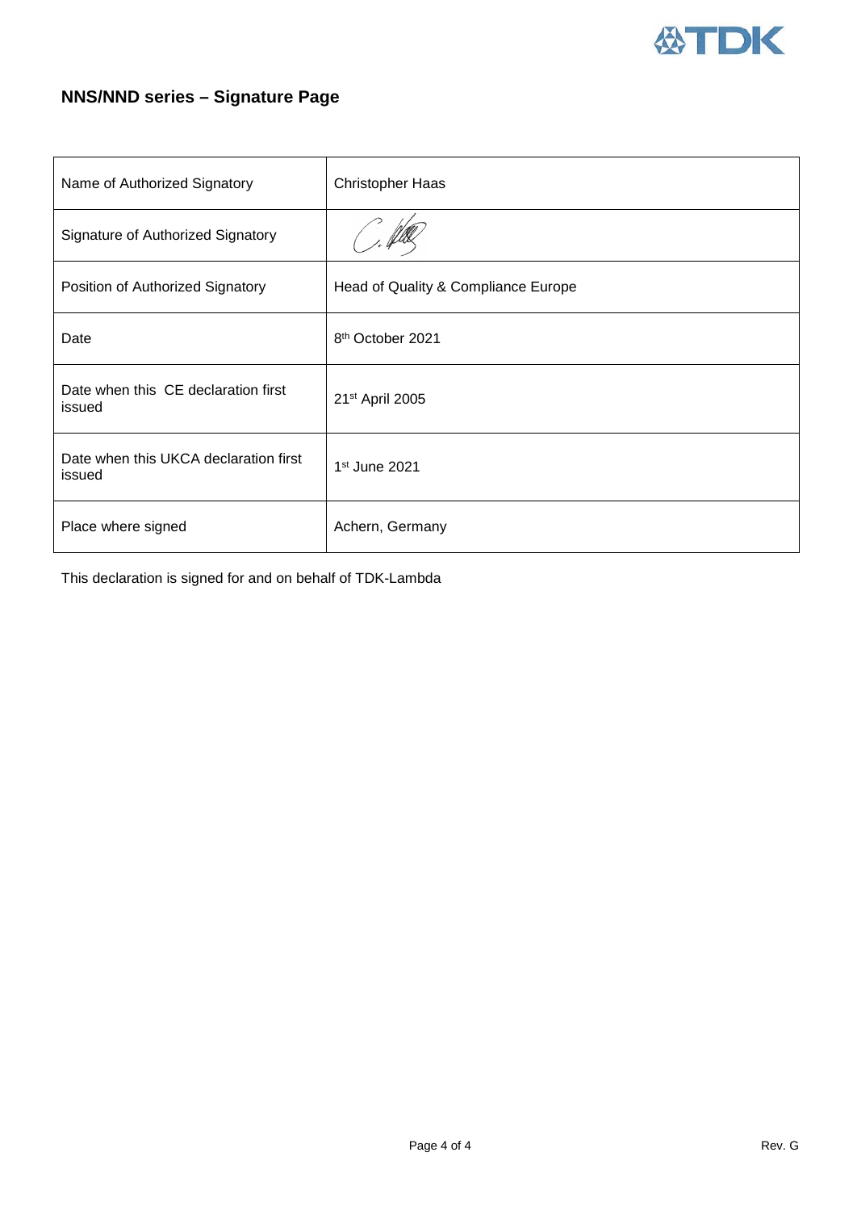## NNS/NND series – Signature Page

| | |
|---|---|
| Name of Authorized Signatory | Christopher Haas |
| Signature of Authorized Signatory | |
| Position of Authorized Signatory | Head of Quality & Compliance Europe |
| Date | 8th October 2021 |
| Date when this CE declaration first issued | 21st April 2005 |
| Date when this UKCA declaration first issued | 1st June 2021 |
| Place where signed | Achern, Germany |

This declaration is signed for and on behalf of TDK-Lambda

Rev. G